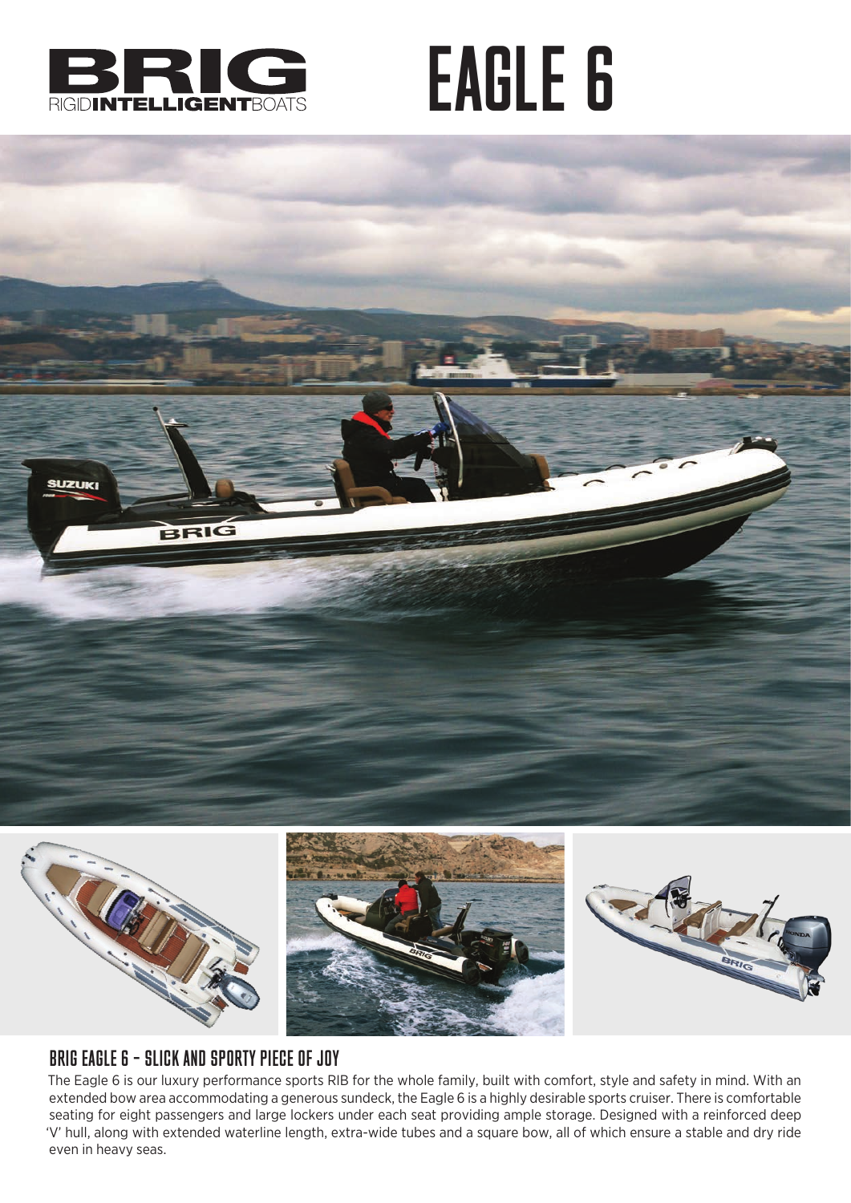# BRIG RIGIDINTELLIGENTBOATS

# EAGLE 6

## BRIG EAGLE 6 – SLICK AND SPORTY PIECE OF JOY

The Eagle 6 is our luxury performance sports RIB for the whole family, built with comfort, style and safety in mind. With an extended bow area accommodating a generous sundeck, the Eagle 6 is a highly desirable sports cruiser. There is comfortable seating for eight passengers and large lockers under each seat providing ample storage. Designed with a reinforced deep 'V' hull, along with extended waterline length, extra-wide tubes and a square bow, all of which ensure a stable and dry ride even in heavy seas.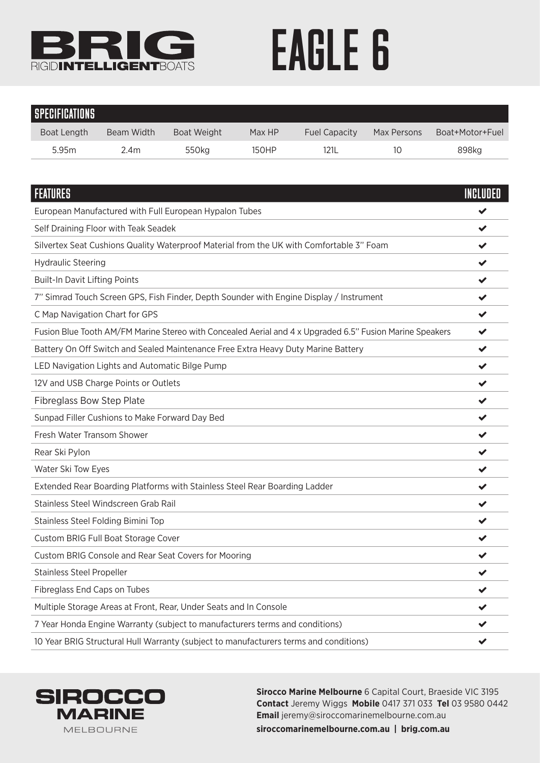# BRIG
RIGID INTELLIGENT BOATS

# EAGLE 6

## SPECIFICATIONS

| Boat Length | Beam Width | Boat Weight | Max HP | Fuel Capacity | Max Persons | Boat+Motor+Fuel |
|---|---|---|---|---|---|---|
| 5.95m | 2.4m | 550kg | 150HP | 121L | 10 | 898kg |

## FEATURES

| FEATURES | INCLUDED |
|---|---|
| European Manufactured with Full European Hypalon Tubes | ✔ |
| Self Draining Floor with Teak Seadek | ✔ |
| Silvertex Seat Cushions Quality Waterproof Material from the UK with Comfortable 3" Foam | ✔ |
| Hydraulic Steering | ✔ |
| Built-In Davit Lifting Points | ✔ |
| 7" Simrad Touch Screen GPS, Fish Finder, Depth Sounder with Engine Display / Instrument | ✔ |
| C Map Navigation Chart for GPS | ✔ |
| Fusion Blue Tooth AM/FM Marine Stereo with Concealed Aerial and 4 x Upgraded 6.5" Fusion Marine Speakers | ✔ |
| Battery On Off Switch and Sealed Maintenance Free Extra Heavy Duty Marine Battery | ✔ |
| LED Navigation Lights and Automatic Bilge Pump | ✔ |
| 12V and USB Charge Points or Outlets | ✔ |
| Fibreglass Bow Step Plate | ✔ |
| Sunpad Filler Cushions to Make Forward Day Bed | ✔ |
| Fresh Water Transom Shower | ✔ |
| Rear Ski Pylon | ✔ |
| Water Ski Tow Eyes | ✔ |
| Extended Rear Boarding Platforms with Stainless Steel Rear Boarding Ladder | ✔ |
| Stainless Steel Windscreen Grab Rail | ✔ |
| Stainless Steel Folding Bimini Top | ✔ |
| Custom BRIG Full Boat Storage Cover | ✔ |
| Custom BRIG Console and Rear Seat Covers for Mooring | ✔ |
| Stainless Steel Propeller | ✔ |
| Fibreglass End Caps on Tubes | ✔ |
| Multiple Storage Areas at Front, Rear, Under Seats and In Console | ✔ |
| 7 Year Honda Engine Warranty (subject to manufacturers terms and conditions) | ✔ |
| 10 Year BRIG Structural Hull Warranty (subject to manufacturers terms and conditions) | ✔ |

SIROCCO MARINE MELBOURNE

**Sirocco Marine Melbourne** 6 Capital Court, Braeside VIC 3195
**Contact** Jeremy Wiggs **Mobile** 0417 371 033 **Tel** 03 9580 0442
**Email** jeremy@siroccomarinemelbourne.com.au
**siroccomarinemelbourne.com.au | brig.com.au**